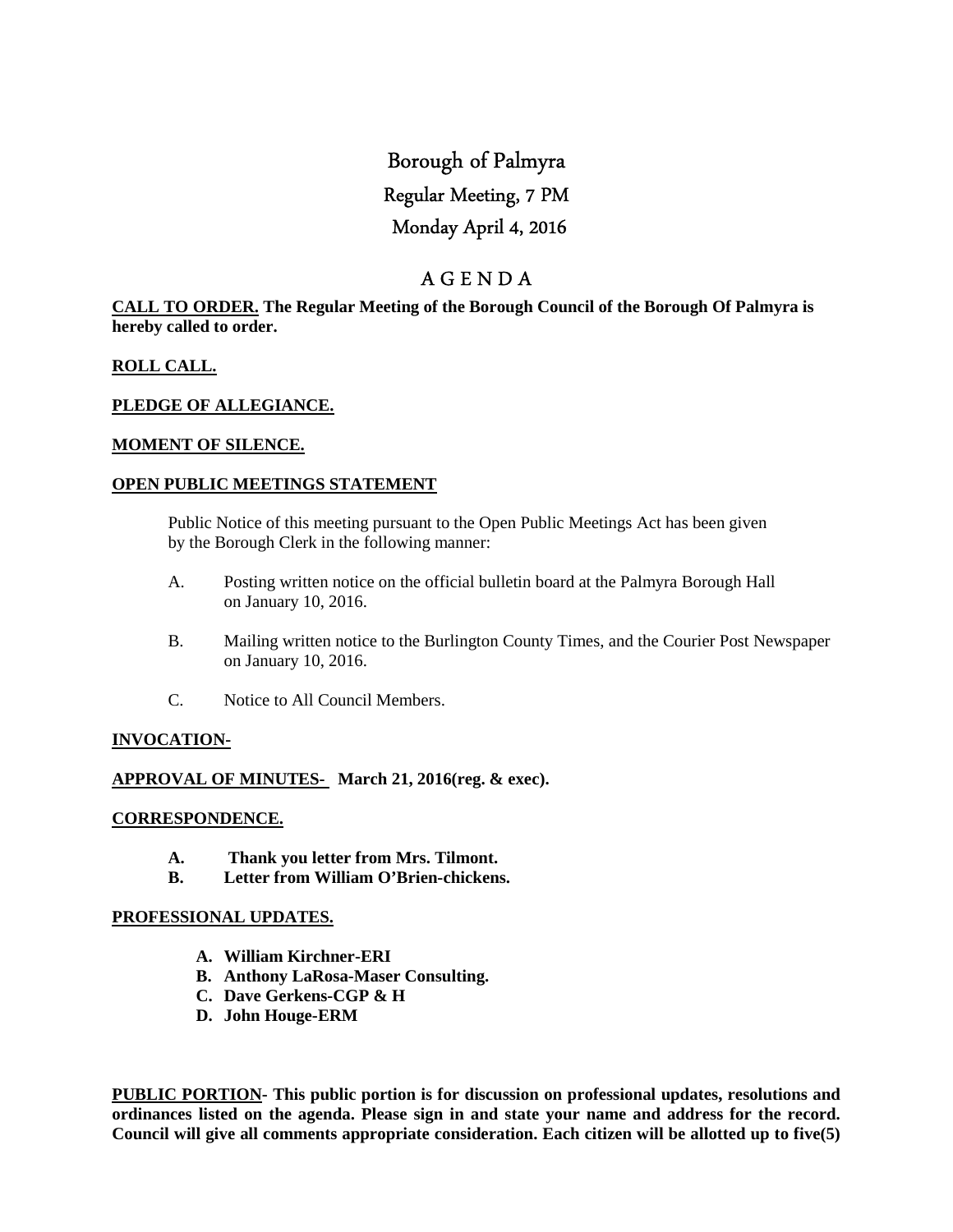# Borough of Palmyra

## Regular Meeting, 7 PM

## Monday April 4, 2016

## A G E N D A

**CALL TO ORDER. The Regular Meeting of the Borough Council of the Borough Of Palmyra is hereby called to order.**

**ROLL CALL.**

**PLEDGE OF ALLEGIANCE.**

**MOMENT OF SILENCE.**

**OPEN PUBLIC MEETINGS STATEMENT**

Public Notice of this meeting pursuant to the Open Public Meetings Act has been given by the Borough Clerk in the following manner:

A. Posting written notice on the official bulletin board at the Palmyra Borough Hall on January 10, 2016.

B. Mailing written notice to the Burlington County Times, and the Courier Post Newspaper on January 10, 2016.

C. Notice to All Council Members.

**INVOCATION-**

**APPROVAL OF MINUTES- March 21, 2016(reg. & exec).**

**CORRESPONDENCE.**

**A. Thank you letter from Mrs. Tilmont.**
**B. Letter from William O'Brien-chickens.**

**PROFESSIONAL UPDATES.**

**A. William Kirchner-ERI**
**B. Anthony LaRosa-Maser Consulting.**
**C. Dave Gerkens-CGP & H**
**D. John Houge-ERM**

**PUBLIC PORTION- This public portion is for discussion on professional updates, resolutions and ordinances listed on the agenda. Please sign in and state your name and address for the record. Council will give all comments appropriate consideration. Each citizen will be allotted up to five(5)**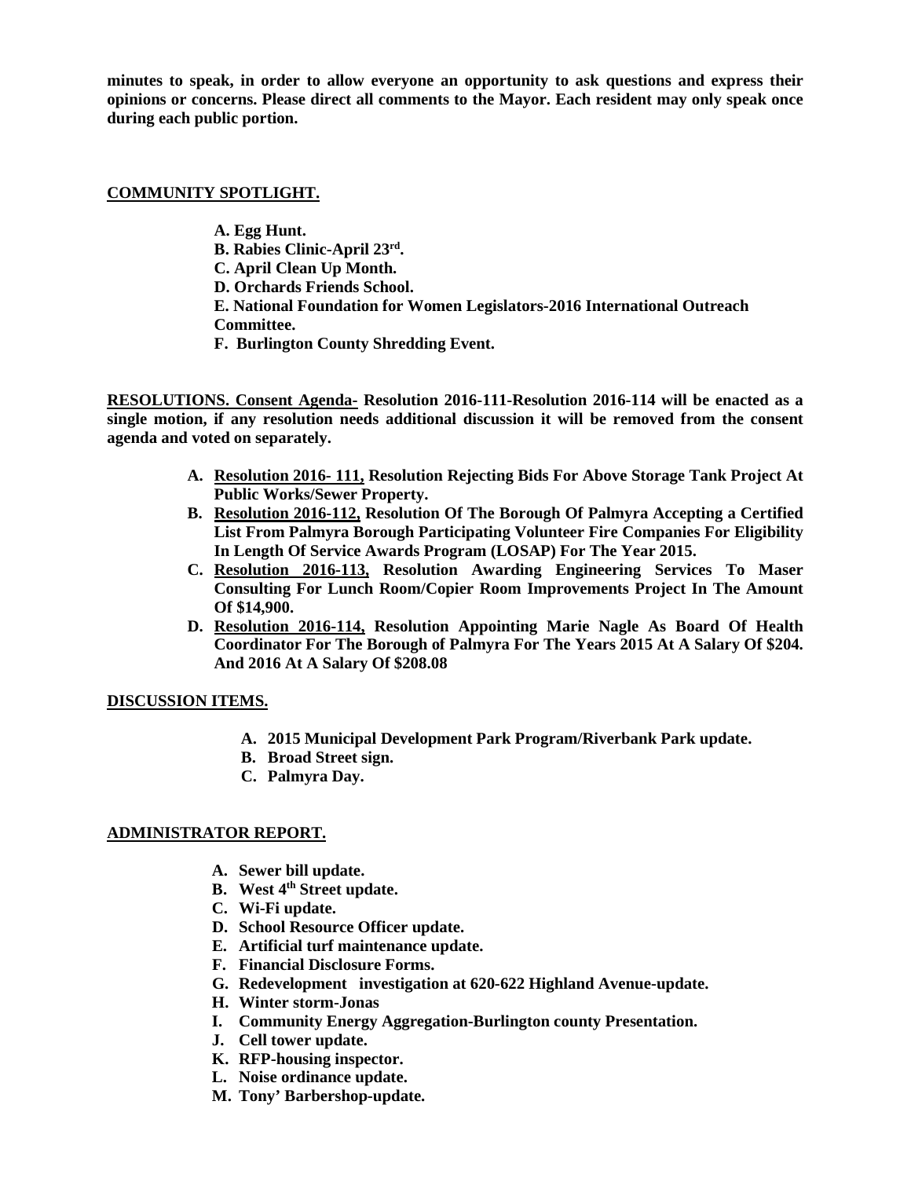**minutes to speak, in order to allow everyone an opportunity to ask questions and express their opinions or concerns. Please direct all comments to the Mayor. Each resident may only speak once during each public portion.**

**COMMUNITY SPOTLIGHT.**

**A. Egg Hunt.**
**B. Rabies Clinic-April 23rd.**
**C. April Clean Up Month.**
**D. Orchards Friends School.**
**E. National Foundation for Women Legislators-2016 International Outreach Committee.**
**F. Burlington County Shredding Event.**

**RESOLUTIONS. Consent Agenda- Resolution 2016-111-Resolution 2016-114 will be enacted as a single motion, if any resolution needs additional discussion it will be removed from the consent agenda and voted on separately.**

**A. Resolution 2016- 111, Resolution Rejecting Bids For Above Storage Tank Project At Public Works/Sewer Property.**
**B. Resolution 2016-112, Resolution Of The Borough Of Palmyra Accepting a Certified List From Palmyra Borough Participating Volunteer Fire Companies For Eligibility In Length Of Service Awards Program (LOSAP) For The Year 2015.**
**C. Resolution 2016-113, Resolution Awarding Engineering Services To Maser Consulting For Lunch Room/Copier Room Improvements Project In The Amount Of $14,900.**
**D. Resolution 2016-114, Resolution Appointing Marie Nagle As Board Of Health Coordinator For The Borough of Palmyra For The Years 2015 At A Salary Of $204. And 2016 At A Salary Of $208.08**

**DISCUSSION ITEMS.**

**A. 2015 Municipal Development Park Program/Riverbank Park update.**
**B. Broad Street sign.**
**C. Palmyra Day.**

**ADMINISTRATOR REPORT.**

**A. Sewer bill update.**
**B. West 4th Street update.**
**C. Wi-Fi update.**
**D. School Resource Officer update.**
**E. Artificial turf maintenance update.**
**F. Financial Disclosure Forms.**
**G. Redevelopment investigation at 620-622 Highland Avenue-update.**
**H. Winter storm-Jonas**
**I. Community Energy Aggregation-Burlington county Presentation.**
**J. Cell tower update.**
**K. RFP-housing inspector.**
**L. Noise ordinance update.**
**M. Tony' Barbershop-update.**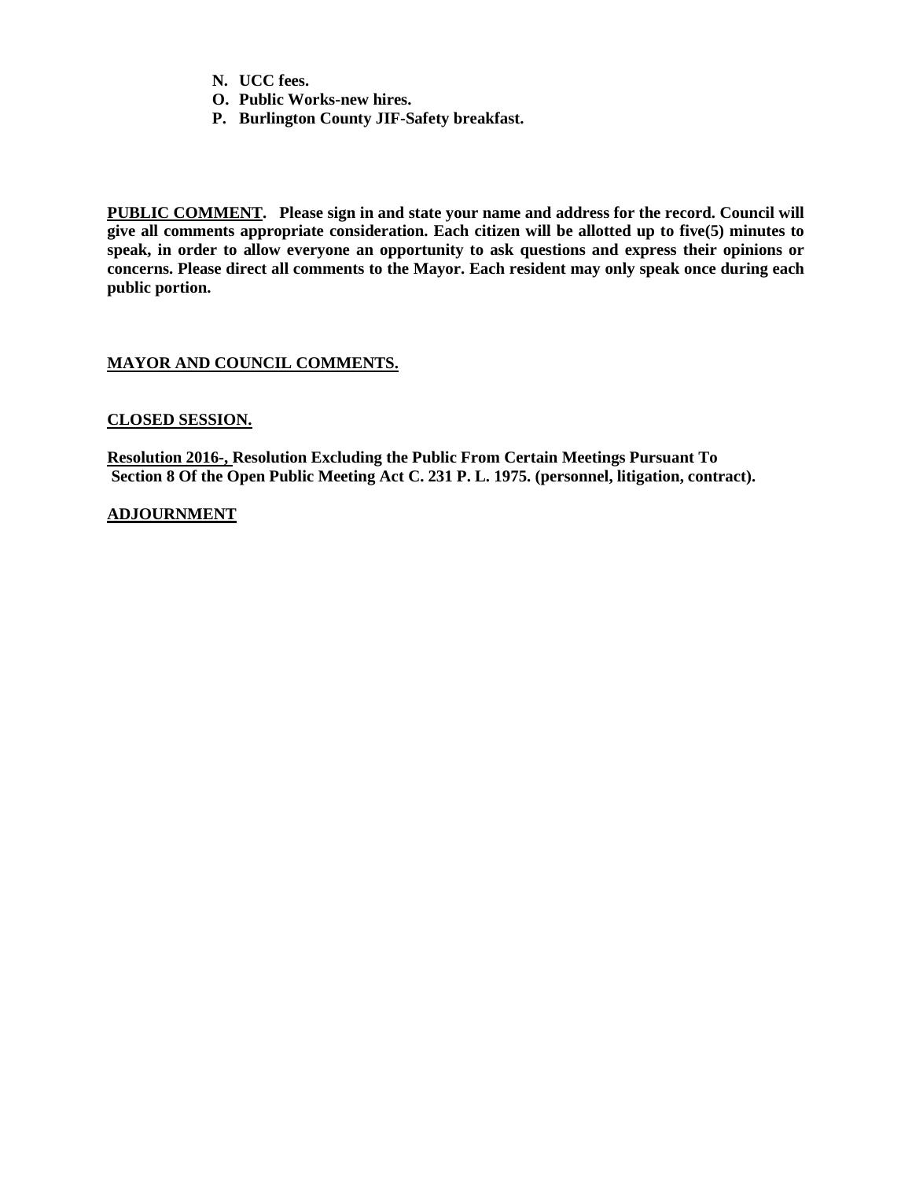**N. UCC fees.**
**O. Public Works-new hires.**
**P. Burlington County JIF-Safety breakfast.**

**PUBLIC COMMENT. Please sign in and state your name and address for the record. Council will give all comments appropriate consideration. Each citizen will be allotted up to five(5) minutes to speak, in order to allow everyone an opportunity to ask questions and express their opinions or concerns. Please direct all comments to the Mayor. Each resident may only speak once during each public portion.**

**MAYOR AND COUNCIL COMMENTS.**

**CLOSED SESSION.**

**Resolution 2016-, Resolution Excluding the Public From Certain Meetings Pursuant To Section 8 Of the Open Public Meeting Act C. 231 P. L. 1975. (personnel, litigation, contract).**

**ADJOURNMENT**